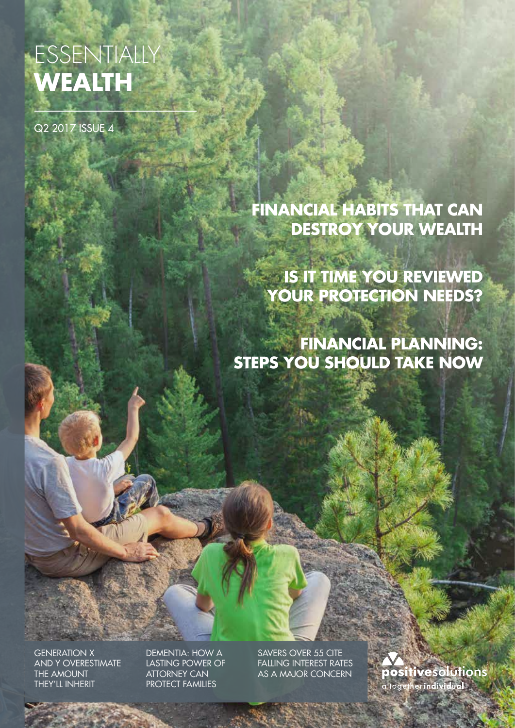# ESSENTIALLY **WEALTH**

Q2 2017 ISSUE 4

## FINANCIAL HABITS THAT CAN DESTROY YOUR WEALTH

## IS IT TIME YOU REVIEWED YOUR PROTECTION NEEDS?

## FINANCIAL PLANNING: STEPS YOU SHOULD TAKE NOW

GENERATION X AND Y OVERESTIMATE THE AMOUNT THEY'LL INHERIT

DEMENTIA: HOW A LASTING POWER OF ATTORNEY CAN PROTECT FAMILIES

SAVERS OVER 55 CITE FALLING INTEREST RATES AS A MAJOR CONCERN

positivesolutions altogether individual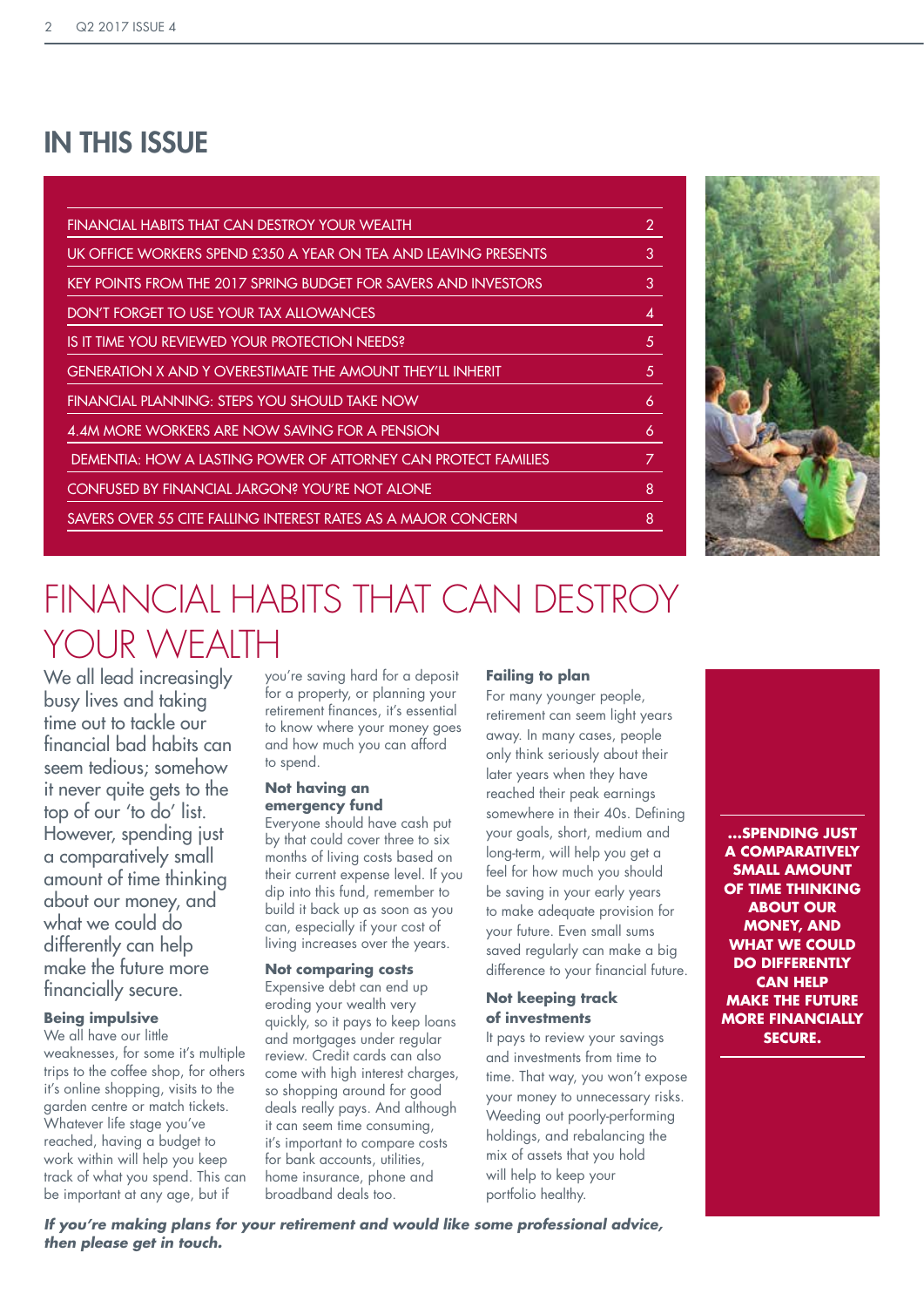## IN THIS ISSUE

| | |
|---|---|
| FINANCIAL HABITS THAT CAN DESTROY YOUR WEALTH | 2 |
| UK OFFICE WORKERS SPEND £350 A YEAR ON TEA AND LEAVING PRESENTS | 3 |
| KEY POINTS FROM THE 2017 SPRING BUDGET FOR SAVERS AND INVESTORS | 3 |
| DON'T FORGET TO USE YOUR TAX ALLOWANCES | 4 |
| IS IT TIME YOU REVIEWED YOUR PROTECTION NEEDS? | 5 |
| GENERATION X AND Y OVERESTIMATE THE AMOUNT THEY'LL INHERIT | 5 |
| FINANCIAL PLANNING: STEPS YOU SHOULD TAKE NOW | 6 |
| 4.4M MORE WORKERS ARE NOW SAVING FOR A PENSION | 6 |
| DEMENTIA: HOW A LASTING POWER OF ATTORNEY CAN PROTECT FAMILIES | 7 |
| CONFUSED BY FINANCIAL JARGON? YOU'RE NOT ALONE | 8 |
| SAVERS OVER 55 CITE FALLING INTEREST RATES AS A MAJOR CONCERN | 8 |

# FINANCIAL HABITS THAT CAN DESTROY YOUR WEALTH

We all lead increasingly busy lives and taking time out to tackle our financial bad habits can seem tedious; somehow it never quite gets to the top of our 'to do' list. However, spending just a comparatively small amount of time thinking about our money, and what we could do differently can help make the future more financially secure.

### Being impulsive

We all have our little weaknesses, for some it's multiple trips to the coffee shop, for others it's online shopping, visits to the garden centre or match tickets. Whatever life stage you've reached, having a budget to work within will help you keep track of what you spend. This can be important at any age, but if you're saving hard for a deposit for a property, or planning your retirement finances, it's essential to know where your money goes and how much you can afford to spend.

### Not having an emergency fund

Everyone should have cash put by that could cover three to six months of living costs based on their current expense level. If you dip into this fund, remember to build it back up as soon as you can, especially if your cost of living increases over the years.

### Not comparing costs

Expensive debt can end up eroding your wealth very quickly, so it pays to keep loans and mortgages under regular review. Credit cards can also come with high interest charges, so shopping around for good deals really pays. And although it can seem time consuming, it's important to compare costs for bank accounts, utilities, home insurance, phone and broadband deals too.

### Failing to plan

For many younger people, retirement can seem light years away. In many cases, people only think seriously about their later years when they have reached their peak earnings somewhere in their 40s. Defining your goals, short, medium and long-term, will help you get a feel for how much you should be saving in your early years to make adequate provision for your future. Even small sums saved regularly can make a big difference to your financial future.

### Not keeping track of investments

It pays to review your savings and investments from time to time. That way, you won't expose your money to unnecessary risks. Weeding out poorly-performing holdings, and rebalancing the mix of assets that you hold will help to keep your portfolio healthy.

**...SPENDING JUST A COMPARATIVELY SMALL AMOUNT OF TIME THINKING ABOUT OUR MONEY, AND WHAT WE COULD DO DIFFERENTLY CAN HELP MAKE THE FUTURE MORE FINANCIALLY SECURE.**

***If you're making plans for your retirement and would like some professional advice, then please get in touch.***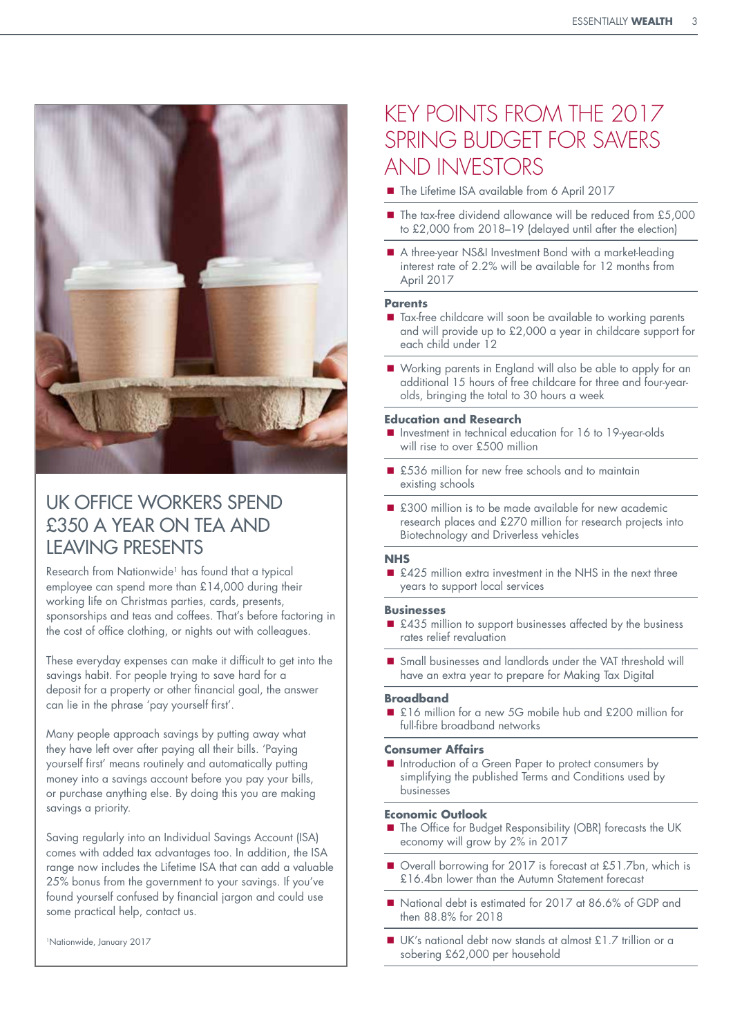## UK OFFICE WORKERS SPEND £350 A YEAR ON TEA AND LEAVING PRESENTS

Research from Nationwide[1] has found that a typical employee can spend more than £14,000 during their working life on Christmas parties, cards, presents, sponsorships and teas and coffees. That's before factoring in the cost of office clothing, or nights out with colleagues.

These everyday expenses can make it difficult to get into the savings habit. For people trying to save hard for a deposit for a property or other financial goal, the answer can lie in the phrase 'pay yourself first'.

Many people approach savings by putting away what they have left over after paying all their bills. 'Paying yourself first' means routinely and automatically putting money into a savings account before you pay your bills, or purchase anything else. By doing this you are making savings a priority.

Saving regularly into an Individual Savings Account (ISA) comes with added tax advantages too. In addition, the ISA range now includes the Lifetime ISA that can add a valuable 25% bonus from the government to your savings. If you've found yourself confused by financial jargon and could use some practical help, contact us.

[1]Nationwide, January 2017

## KEY POINTS FROM THE 2017 SPRING BUDGET FOR SAVERS AND INVESTORS

- The Lifetime ISA available from 6 April 2017
- The tax-free dividend allowance will be reduced from £5,000 to £2,000 from 2018–19 (delayed until after the election)
- A three-year NS&I Investment Bond with a market-leading interest rate of 2.2% will be available for 12 months from April 2017

**Parents**

- Tax-free childcare will soon be available to working parents and will provide up to £2,000 a year in childcare support for each child under 12
- Working parents in England will also be able to apply for an additional 15 hours of free childcare for three and four-year-olds, bringing the total to 30 hours a week

**Education and Research**

- Investment in technical education for 16 to 19-year-olds will rise to over £500 million
- £536 million for new free schools and to maintain existing schools
- £300 million is to be made available for new academic research places and £270 million for research projects into Biotechnology and Driverless vehicles

**NHS**

- £425 million extra investment in the NHS in the next three years to support local services

**Businesses**

- £435 million to support businesses affected by the business rates relief revaluation
- Small businesses and landlords under the VAT threshold will have an extra year to prepare for Making Tax Digital

**Broadband**

- £16 million for a new 5G mobile hub and £200 million for full-fibre broadband networks

**Consumer Affairs**

- Introduction of a Green Paper to protect consumers by simplifying the published Terms and Conditions used by businesses

**Economic Outlook**

- The Office for Budget Responsibility (OBR) forecasts the UK economy will grow by 2% in 2017
- Overall borrowing for 2017 is forecast at £51.7bn, which is £16.4bn lower than the Autumn Statement forecast
- National debt is estimated for 2017 at 86.6% of GDP and then 88.8% for 2018
- UK's national debt now stands at almost £1.7 trillion or a sobering £62,000 per household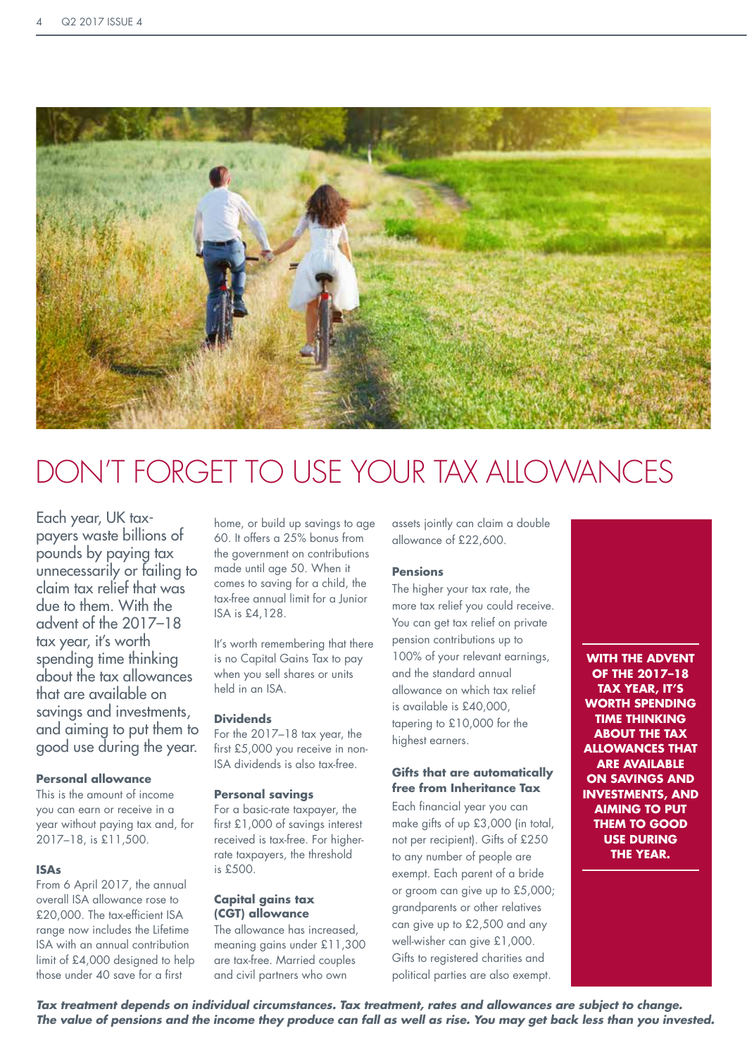# DON'T FORGET TO USE YOUR TAX ALLOWANCES

Each year, UK tax-payers waste billions of pounds by paying tax unnecessarily or failing to claim tax relief that was due to them. With the advent of the 2017–18 tax year, it's worth spending time thinking about the tax allowances that are available on savings and investments, and aiming to put them to good use during the year.

### Personal allowance

This is the amount of income you can earn or receive in a year without paying tax and, for 2017–18, is £11,500.

### ISAs

From 6 April 2017, the annual overall ISA allowance rose to £20,000. The tax-efficient ISA range now includes the Lifetime ISA with an annual contribution limit of £4,000 designed to help those under 40 save for a first home, or build up savings to age 60. It offers a 25% bonus from the government on contributions made until age 50. When it comes to saving for a child, the tax-free annual limit for a Junior ISA is £4,128.

It's worth remembering that there is no Capital Gains Tax to pay when you sell shares or units held in an ISA.

### Dividends

For the 2017–18 tax year, the first £5,000 you receive in non-ISA dividends is also tax-free.

### Personal savings

For a basic-rate taxpayer, the first £1,000 of savings interest received is tax-free. For higher-rate taxpayers, the threshold is £500.

### Capital gains tax (CGT) allowance

The allowance has increased, meaning gains under £11,300 are tax-free. Married couples and civil partners who own assets jointly can claim a double allowance of £22,600.

### Pensions

The higher your tax rate, the more tax relief you could receive. You can get tax relief on private pension contributions up to 100% of your relevant earnings, and the standard annual allowance on which tax relief is available is £40,000, tapering to £10,000 for the highest earners.

### Gifts that are automatically free from Inheritance Tax

Each financial year you can make gifts of up £3,000 (in total, not per recipient). Gifts of £250 to any number of people are exempt. Each parent of a bride or groom can give up to £5,000; grandparents or other relatives can give up to £2,500 and any well-wisher can give £1,000. Gifts to registered charities and political parties are also exempt.

**WITH THE ADVENT OF THE 2017–18 TAX YEAR, IT'S WORTH SPENDING TIME THINKING ABOUT THE TAX ALLOWANCES THAT ARE AVAILABLE ON SAVINGS AND INVESTMENTS, AND AIMING TO PUT THEM TO GOOD USE DURING THE YEAR.**

***Tax treatment depends on individual circumstances. Tax treatment, rates and allowances are subject to change. The value of pensions and the income they produce can fall as well as rise. You may get back less than you invested.***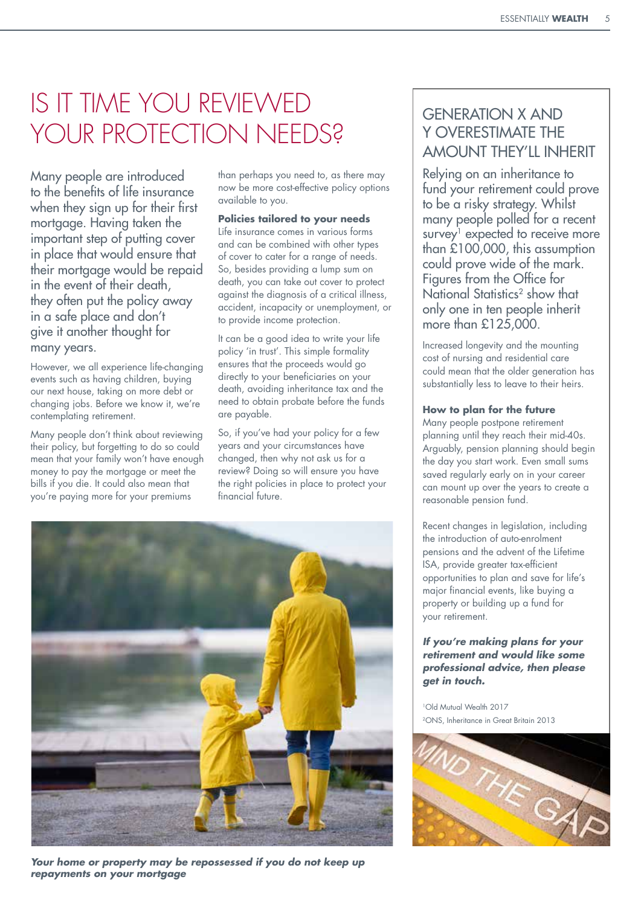# IS IT TIME YOU REVIEWED YOUR PROTECTION NEEDS?

Many people are introduced to the benefits of life insurance when they sign up for their first mortgage. Having taken the important step of putting cover in place that would ensure that their mortgage would be repaid in the event of their death, they often put the policy away in a safe place and don't give it another thought for many years.

However, we all experience life-changing events such as having children, buying our next house, taking on more debt or changing jobs. Before we know it, we're contemplating retirement.

Many people don't think about reviewing their policy, but forgetting to do so could mean that your family won't have enough money to pay the mortgage or meet the bills if you die. It could also mean that you're paying more for your premiums than perhaps you need to, as there may now be more cost-effective policy options available to you.

### Policies tailored to your needs

Life insurance comes in various forms and can be combined with other types of cover to cater for a range of needs. So, besides providing a lump sum on death, you can take out cover to protect against the diagnosis of a critical illness, accident, incapacity or unemployment, or to provide income protection.

It can be a good idea to write your life policy 'in trust'. This simple formality ensures that the proceeds would go directly to your beneficiaries on your death, avoiding inheritance tax and the need to obtain probate before the funds are payable.

So, if you've had your policy for a few years and your circumstances have changed, then why not ask us for a review? Doing so will ensure you have the right policies in place to protect your financial future.

***Your home or property may be repossessed if you do not keep up repayments on your mortgage***

## GENERATION X AND Y OVERESTIMATE THE AMOUNT THEY'LL INHERIT

Relying on an inheritance to fund your retirement could prove to be a risky strategy. Whilst many people polled for a recent survey[1] expected to receive more than £100,000, this assumption could prove wide of the mark. Figures from the Office for National Statistics[2] show that only one in ten people inherit more than £125,000.

Increased longevity and the mounting cost of nursing and residential care could mean that the older generation has substantially less to leave to their heirs.

### How to plan for the future

Many people postpone retirement planning until they reach their mid-40s. Arguably, pension planning should begin the day you start work. Even small sums saved regularly early on in your career can mount up over the years to create a reasonable pension fund.

Recent changes in legislation, including the introduction of auto-enrolment pensions and the advent of the Lifetime ISA, provide greater tax-efficient opportunities to plan and save for life's major financial events, like buying a property or building up a fund for your retirement.

***If you're making plans for your retirement and would like some professional advice, then please get in touch.***

[1]Old Mutual Wealth 2017
[2]ONS, Inheritance in Great Britain 2013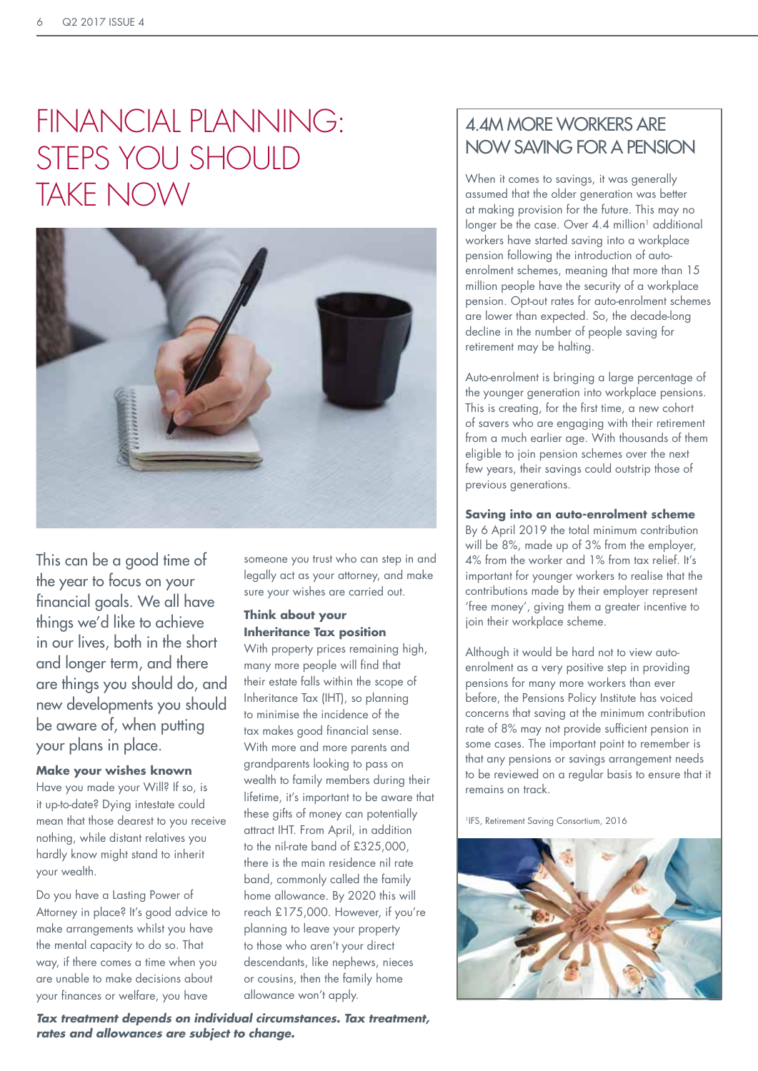# FINANCIAL PLANNING: STEPS YOU SHOULD TAKE NOW

This can be a good time of the year to focus on your financial goals. We all have things we'd like to achieve in our lives, both in the short and longer term, and there are things you should do, and new developments you should be aware of, when putting your plans in place.

### Make your wishes known

Have you made your Will? If so, is it up-to-date? Dying intestate could mean that those dearest to you receive nothing, while distant relatives you hardly know might stand to inherit your wealth.

Do you have a Lasting Power of Attorney in place? It's good advice to make arrangements whilst you have the mental capacity to do so. That way, if there comes a time when you are unable to make decisions about your finances or welfare, you have someone you trust who can step in and legally act as your attorney, and make sure your wishes are carried out.

### Think about your Inheritance Tax position

With property prices remaining high, many more people will find that their estate falls within the scope of Inheritance Tax (IHT), so planning to minimise the incidence of the tax makes good financial sense. With more and more parents and grandparents looking to pass on wealth to family members during their lifetime, it's important to be aware that these gifts of money can potentially attract IHT. From April, in addition to the nil-rate band of £325,000, there is the main residence nil rate band, commonly called the family home allowance. By 2020 this will reach £175,000. However, if you're planning to leave your property to those who aren't your direct descendants, like nephews, nieces or cousins, then the family home allowance won't apply.

***Tax treatment depends on individual circumstances. Tax treatment, rates and allowances are subject to change.***

## 4.4M MORE WORKERS ARE NOW SAVING FOR A PENSION

When it comes to savings, it was generally assumed that the older generation was better at making provision for the future. This may no longer be the case. Over 4.4 million[1] additional workers have started saving into a workplace pension following the introduction of auto-enrolment schemes, meaning that more than 15 million people have the security of a workplace pension. Opt-out rates for auto-enrolment schemes are lower than expected. So, the decade-long decline in the number of people saving for retirement may be halting.

Auto-enrolment is bringing a large percentage of the younger generation into workplace pensions. This is creating, for the first time, a new cohort of savers who are engaging with their retirement from a much earlier age. With thousands of them eligible to join pension schemes over the next few years, their savings could outstrip those of previous generations.

### Saving into an auto-enrolment scheme

By 6 April 2019 the total minimum contribution will be 8%, made up of 3% from the employer, 4% from the worker and 1% from tax relief. It's important for younger workers to realise that the contributions made by their employer represent 'free money', giving them a greater incentive to join their workplace scheme.

Although it would be hard not to view auto-enrolment as a very positive step in providing pensions for many more workers than ever before, the Pensions Policy Institute has voiced concerns that saving at the minimum contribution rate of 8% may not provide sufficient pension in some cases. The important point to remember is that any pensions or savings arrangement needs to be reviewed on a regular basis to ensure that it remains on track.

[1]IFS, Retirement Saving Consortium, 2016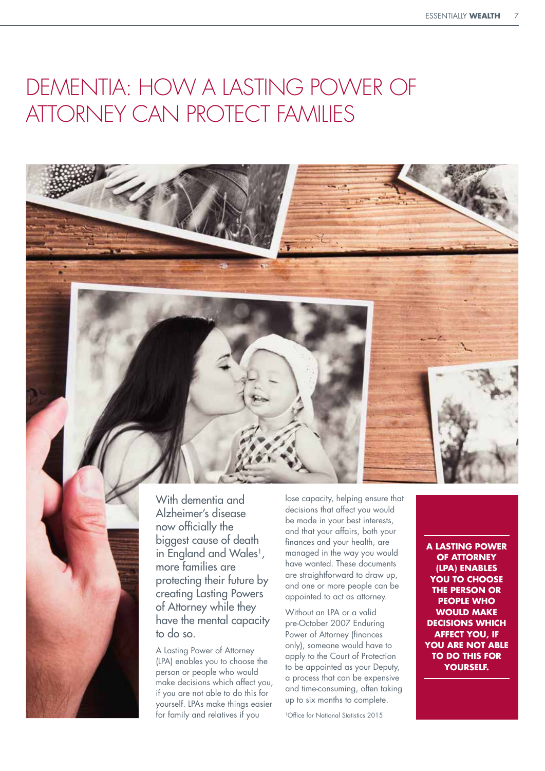# DEMENTIA: HOW A LASTING POWER OF ATTORNEY CAN PROTECT FAMILIES

With dementia and Alzheimer's disease now officially the biggest cause of death in England and Wales[1], more families are protecting their future by creating Lasting Powers of Attorney while they have the mental capacity to do so.

A Lasting Power of Attorney (LPA) enables you to choose the person or people who would make decisions which affect you, if you are not able to do this for yourself. LPAs make things easier for family and relatives if you lose capacity, helping ensure that decisions that affect you would be made in your best interests, and that your affairs, both your finances and your health, are managed in the way you would have wanted. These documents are straightforward to draw up, and one or more people can be appointed to act as attorney.

Without an LPA or a valid pre-October 2007 Enduring Power of Attorney (finances only), someone would have to apply to the Court of Protection to be appointed as your Deputy, a process that can be expensive and time-consuming, often taking up to six months to complete.

[1]Office for National Statistics 2015

**A LASTING POWER OF ATTORNEY (LPA) ENABLES YOU TO CHOOSE THE PERSON OR PEOPLE WHO WOULD MAKE DECISIONS WHICH AFFECT YOU, IF YOU ARE NOT ABLE TO DO THIS FOR YOURSELF.**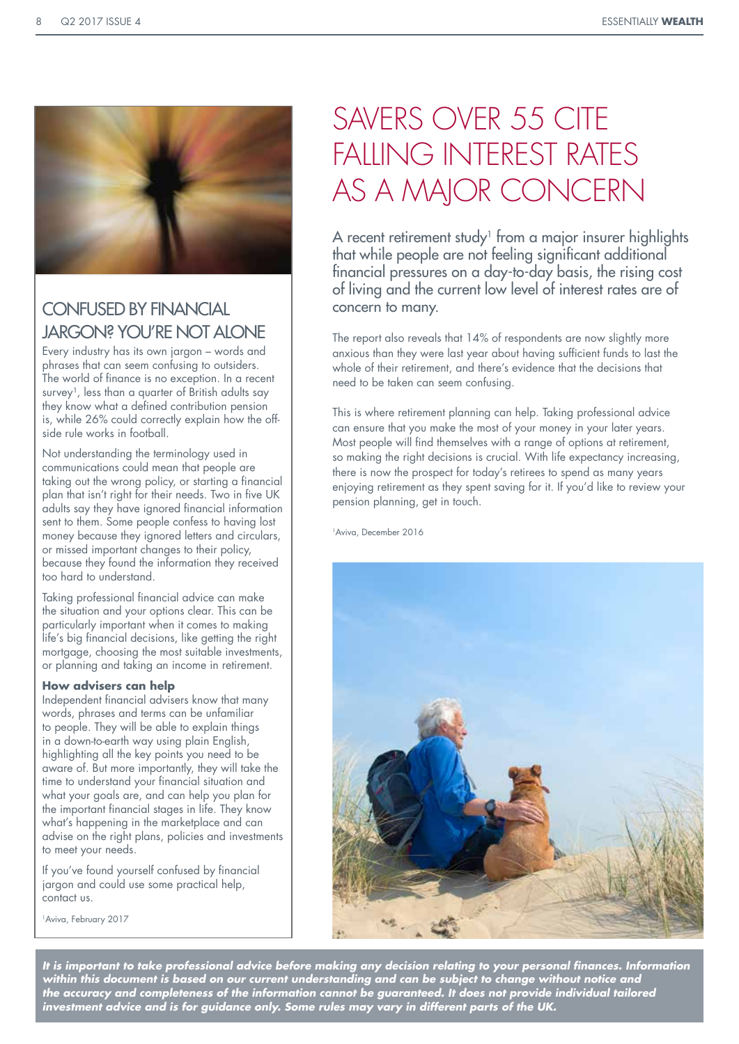## CONFUSED BY FINANCIAL JARGON? YOU'RE NOT ALONE

Every industry has its own jargon – words and phrases that can seem confusing to outsiders. The world of finance is no exception. In a recent survey[1], less than a quarter of British adults say they know what a defined contribution pension is, while 26% could correctly explain how the off-side rule works in football.

Not understanding the terminology used in communications could mean that people are taking out the wrong policy, or starting a financial plan that isn't right for their needs. Two in five UK adults say they have ignored financial information sent to them. Some people confess to having lost money because they ignored letters and circulars, or missed important changes to their policy, because they found the information they received too hard to understand.

Taking professional financial advice can make the situation and your options clear. This can be particularly important when it comes to making life's big financial decisions, like getting the right mortgage, choosing the most suitable investments, or planning and taking an income in retirement.

**How advisers can help**

Independent financial advisers know that many words, phrases and terms can be unfamiliar to people. They will be able to explain things in a down-to-earth way using plain English, highlighting all the key points you need to be aware of. But more importantly, they will take the time to understand your financial situation and what your goals are, and can help you plan for the important financial stages in life. They know what's happening in the marketplace and can advise on the right plans, policies and investments to meet your needs.

If you've found yourself confused by financial jargon and could use some practical help, contact us.

[1]Aviva, February 2017

# SAVERS OVER 55 CITE FALLING INTEREST RATES AS A MAJOR CONCERN

A recent retirement study[1] from a major insurer highlights that while people are not feeling significant additional financial pressures on a day-to-day basis, the rising cost of living and the current low level of interest rates are of concern to many.

The report also reveals that 14% of respondents are now slightly more anxious than they were last year about having sufficient funds to last the whole of their retirement, and there's evidence that the decisions that need to be taken can seem confusing.

This is where retirement planning can help. Taking professional advice can ensure that you make the most of your money in your later years. Most people will find themselves with a range of options at retirement, so making the right decisions is crucial. With life expectancy increasing, there is now the prospect for today's retirees to spend as many years enjoying retirement as they spent saving for it. If you'd like to review your pension planning, get in touch.

[1]Aviva, December 2016

***It is important to take professional advice before making any decision relating to your personal finances. Information within this document is based on our current understanding and can be subject to change without notice and the accuracy and completeness of the information cannot be guaranteed. It does not provide individual tailored investment advice and is for guidance only. Some rules may vary in different parts of the UK.***